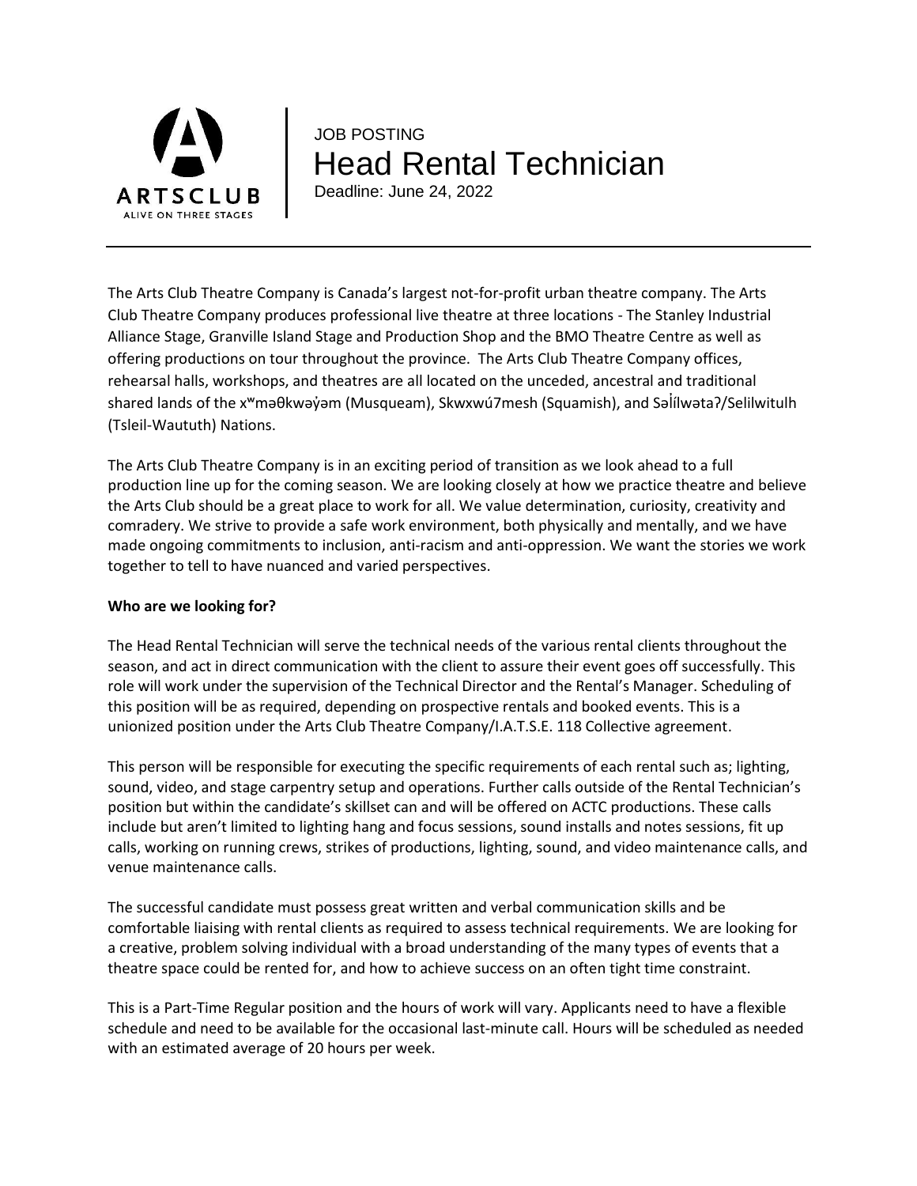ARTSCLUB
ALIVE ON THREE STAGES

JOB POSTING

# Head Rental Technician

Deadline: June 24, 2022

---

The Arts Club Theatre Company is Canada's largest not-for-profit urban theatre company. The Arts Club Theatre Company produces professional live theatre at three locations - The Stanley Industrial Alliance Stage, Granville Island Stage and Production Shop and the BMO Theatre Centre as well as offering productions on tour throughout the province. The Arts Club Theatre Company offices, rehearsal halls, workshops, and theatres are all located on the unceded, ancestral and traditional shared lands of the xʷməθkwəy̓əm (Musqueam), Skwxwú7mesh (Squamish), and Səl̓ílwətaʔ/Selilwitulh (Tsleil-Waututh) Nations.

The Arts Club Theatre Company is in an exciting period of transition as we look ahead to a full production line up for the coming season. We are looking closely at how we practice theatre and believe the Arts Club should be a great place to work for all. We value determination, curiosity, creativity and comradery. We strive to provide a safe work environment, both physically and mentally, and we have made ongoing commitments to inclusion, anti-racism and anti-oppression. We want the stories we work together to tell to have nuanced and varied perspectives.

**Who are we looking for?**

The Head Rental Technician will serve the technical needs of the various rental clients throughout the season, and act in direct communication with the client to assure their event goes off successfully. This role will work under the supervision of the Technical Director and the Rental's Manager. Scheduling of this position will be as required, depending on prospective rentals and booked events. This is a unionized position under the Arts Club Theatre Company/I.A.T.S.E. 118 Collective agreement.

This person will be responsible for executing the specific requirements of each rental such as; lighting, sound, video, and stage carpentry setup and operations. Further calls outside of the Rental Technician's position but within the candidate's skillset can and will be offered on ACTC productions. These calls include but aren't limited to lighting hang and focus sessions, sound installs and notes sessions, fit up calls, working on running crews, strikes of productions, lighting, sound, and video maintenance calls, and venue maintenance calls.

The successful candidate must possess great written and verbal communication skills and be comfortable liaising with rental clients as required to assess technical requirements. We are looking for a creative, problem solving individual with a broad understanding of the many types of events that a theatre space could be rented for, and how to achieve success on an often tight time constraint.

This is a Part-Time Regular position and the hours of work will vary. Applicants need to have a flexible schedule and need to be available for the occasional last-minute call. Hours will be scheduled as needed with an estimated average of 20 hours per week.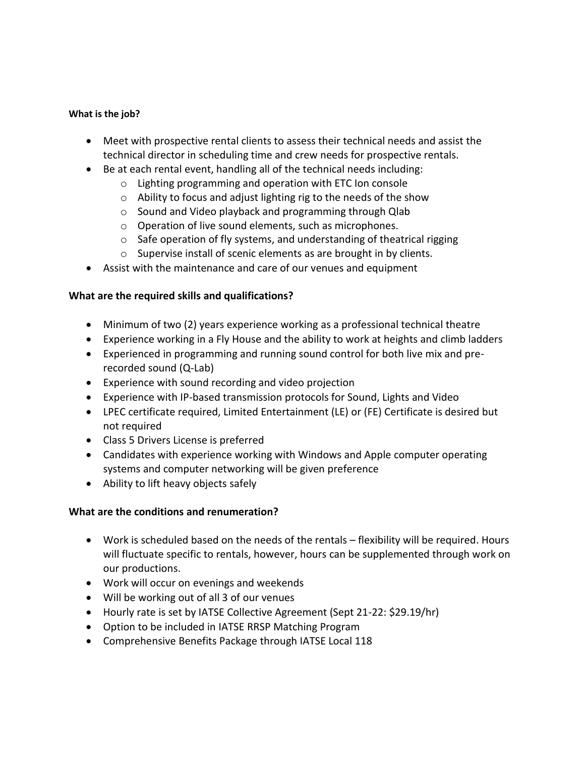**What is the job?**

- Meet with prospective rental clients to assess their technical needs and assist the technical director in scheduling time and crew needs for prospective rentals.
- Be at each rental event, handling all of the technical needs including:
    - Lighting programming and operation with ETC Ion console
    - Ability to focus and adjust lighting rig to the needs of the show
    - Sound and Video playback and programming through Qlab
    - Operation of live sound elements, such as microphones.
    - Safe operation of fly systems, and understanding of theatrical rigging
    - Supervise install of scenic elements as are brought in by clients.
- Assist with the maintenance and care of our venues and equipment

**What are the required skills and qualifications?**

- Minimum of two (2) years experience working as a professional technical theatre
- Experience working in a Fly House and the ability to work at heights and climb ladders
- Experienced in programming and running sound control for both live mix and pre-recorded sound (Q-Lab)
- Experience with sound recording and video projection
- Experience with IP-based transmission protocols for Sound, Lights and Video
- LPEC certificate required, Limited Entertainment (LE) or (FE) Certificate is desired but not required
- Class 5 Drivers License is preferred
- Candidates with experience working with Windows and Apple computer operating systems and computer networking will be given preference
- Ability to lift heavy objects safely

**What are the conditions and renumeration?**

- Work is scheduled based on the needs of the rentals – flexibility will be required. Hours will fluctuate specific to rentals, however, hours can be supplemented through work on our productions.
- Work will occur on evenings and weekends
- Will be working out of all 3 of our venues
- Hourly rate is set by IATSE Collective Agreement (Sept 21-22: $29.19/hr)
- Option to be included in IATSE RRSP Matching Program
- Comprehensive Benefits Package through IATSE Local 118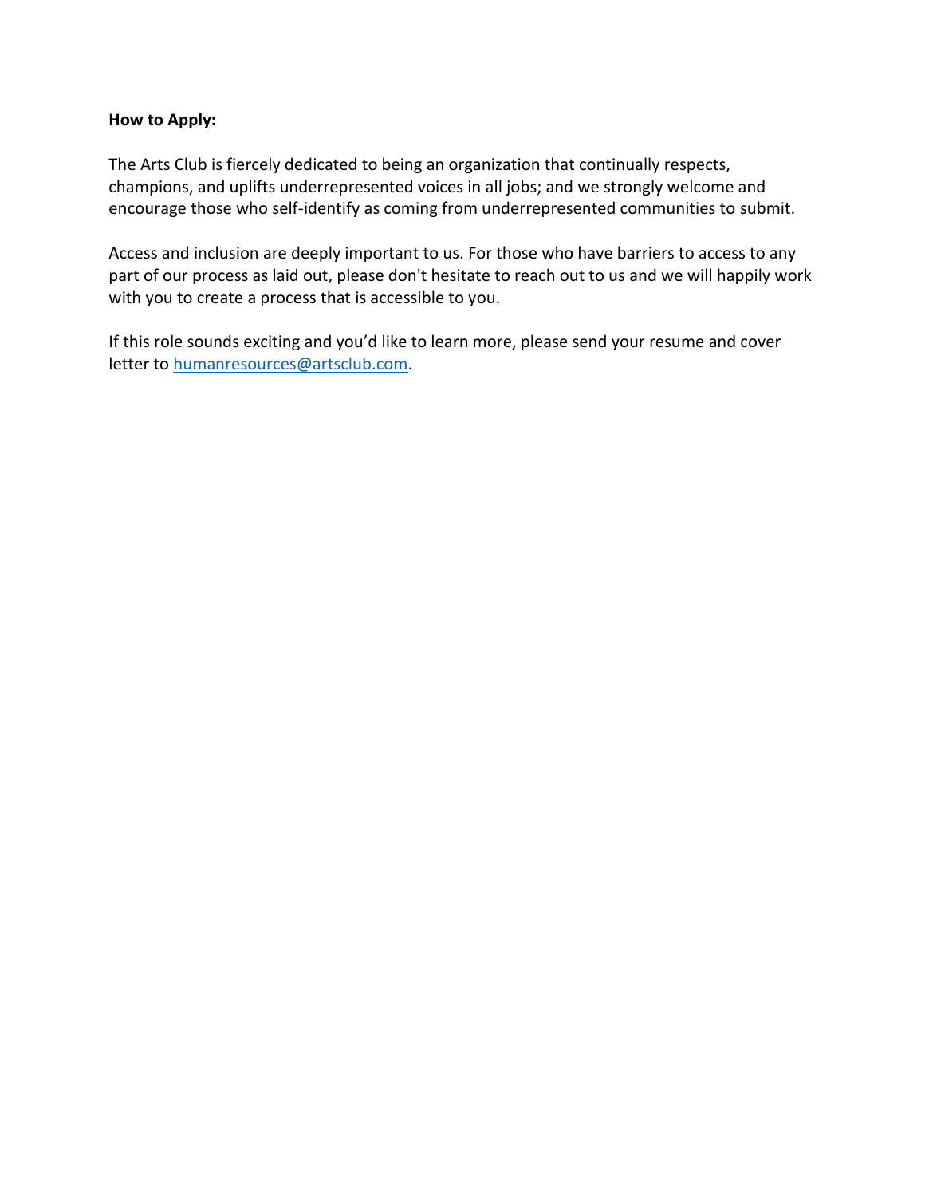**How to Apply:**

The Arts Club is fiercely dedicated to being an organization that continually respects, champions, and uplifts underrepresented voices in all jobs; and we strongly welcome and encourage those who self-identify as coming from underrepresented communities to submit.

Access and inclusion are deeply important to us. For those who have barriers to access to any part of our process as laid out, please don't hesitate to reach out to us and we will happily work with you to create a process that is accessible to you.

If this role sounds exciting and you'd like to learn more, please send your resume and cover letter to humanresources@artsclub.com.